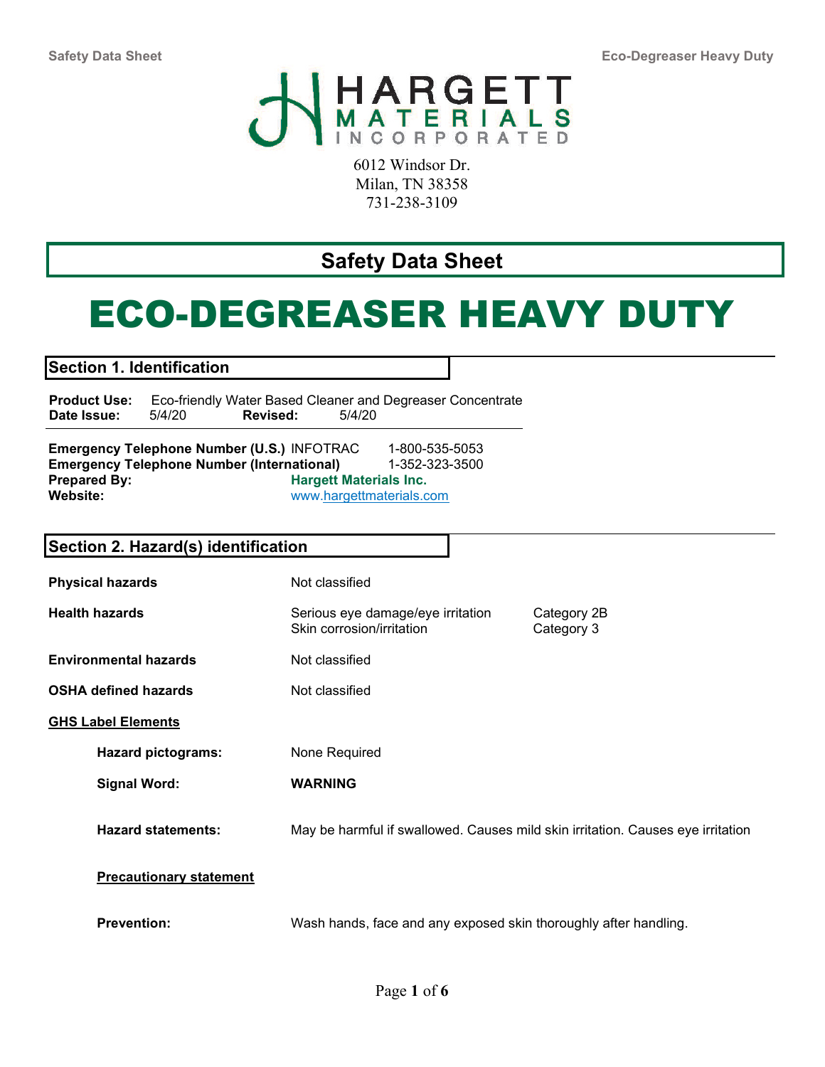HARGETT MATERIALS INCORPORATED

6012 Windsor Dr.
Milan, TN 38358
731-238-3109

## Safety Data Sheet

# ECO-DEGREASER HEAVY DUTY

## Section 1. Identification

**Product Use:** Eco-friendly Water Based Cleaner and Degreaser Concentrate
**Date Issue:** 5/4/20 **Revised:** 5/4/20

**Emergency Telephone Number (U.S.)** INFOTRAC 1-800-535-5053
**Emergency Telephone Number (International)** 1-352-323-3500
**Prepared By:** **Hargett Materials Inc.**
**Website:** www.hargettmaterials.com

## Section 2. Hazard(s) identification

**Physical hazards** Not classified

**Health hazards** Serious eye damage/eye irritation Category 2B
Skin corrosion/irritation Category 3

**Environmental hazards** Not classified

**OSHA defined hazards** Not classified

**GHS Label Elements**

**Hazard pictograms:** None Required

**Signal Word:** **WARNING**

**Hazard statements:** May be harmful if swallowed. Causes mild skin irritation. Causes eye irritation

**Precautionary statement**

**Prevention:** Wash hands, face and any exposed skin thoroughly after handling.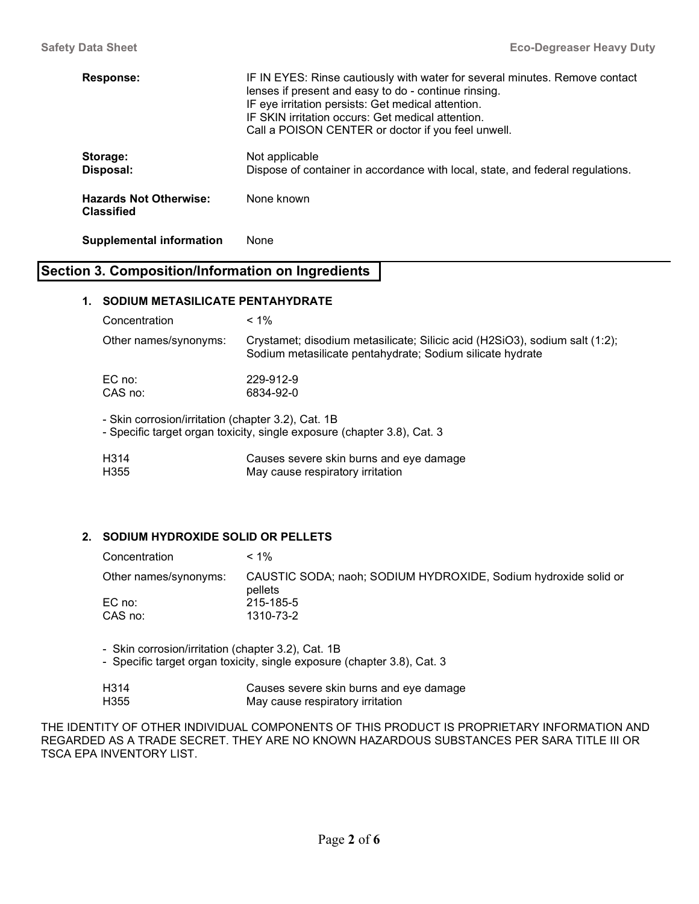**Response:** IF IN EYES: Rinse cautiously with water for several minutes. Remove contact lenses if present and easy to do - continue rinsing.
IF eye irritation persists: Get medical attention.
IF SKIN irritation occurs: Get medical attention.
Call a POISON CENTER or doctor if you feel unwell.

**Storage:** Not applicable

**Disposal:** Dispose of container in accordance with local, state, and federal regulations.

**Hazards Not Otherwise: Classified** None known

**Supplemental information** None

## Section 3. Composition/Information on Ingredients

### 1. SODIUM METASILICATE PENTAHYDRATE

| | |
|---|---|
| Concentration | < 1% |
| Other names/synonyms: | Crystamet; disodium metasilicate; Silicic acid ($H_2SiO_3$), sodium salt (1:2); Sodium metasilicate pentahydrate; Sodium silicate hydrate |
| EC no: | 229-912-9 |
| CAS no: | 6834-92-0 |

- Skin corrosion/irritation (chapter 3.2), Cat. 1B
- Specific target organ toxicity, single exposure (chapter 3.8), Cat. 3

| | |
|---|---|
| H314 | Causes severe skin burns and eye damage |
| H355 | May cause respiratory irritation |

### 2. SODIUM HYDROXIDE SOLID OR PELLETS

| | |
|---|---|
| Concentration | < 1% |
| Other names/synonyms: | CAUSTIC SODA; naoh; SODIUM HYDROXIDE, Sodium hydroxide solid or pellets |
| EC no: | 215-185-5 |
| CAS no: | 1310-73-2 |

- Skin corrosion/irritation (chapter 3.2), Cat. 1B
- Specific target organ toxicity, single exposure (chapter 3.8), Cat. 3

| | |
|---|---|
| H314 | Causes severe skin burns and eye damage |
| H355 | May cause respiratory irritation |

THE IDENTITY OF OTHER INDIVIDUAL COMPONENTS OF THIS PRODUCT IS PROPRIETARY INFORMATION AND REGARDED AS A TRADE SECRET. THEY ARE NO KNOWN HAZARDOUS SUBSTANCES PER SARA TITLE III OR TSCA EPA INVENTORY LIST.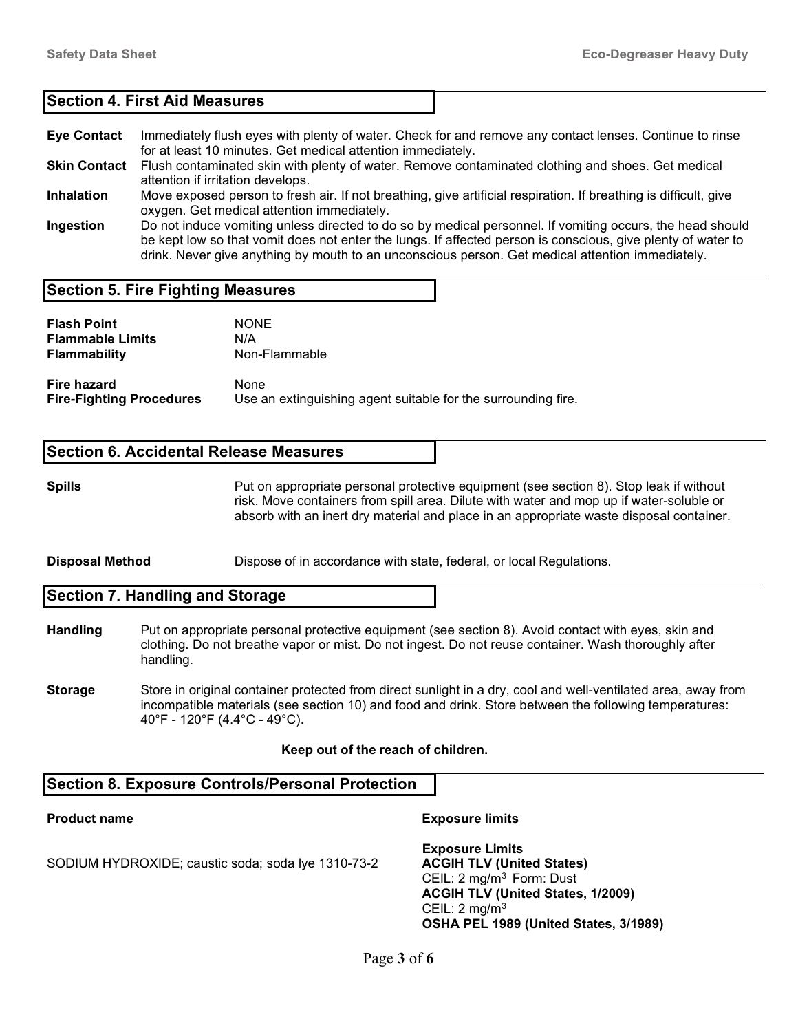## Section 4. First Aid Measures

**Eye Contact** Immediately flush eyes with plenty of water. Check for and remove any contact lenses. Continue to rinse for at least 10 minutes. Get medical attention immediately.

**Skin Contact** Flush contaminated skin with plenty of water. Remove contaminated clothing and shoes. Get medical attention if irritation develops.

**Inhalation** Move exposed person to fresh air. If not breathing, give artificial respiration. If breathing is difficult, give oxygen. Get medical attention immediately.

**Ingestion** Do not induce vomiting unless directed to do so by medical personnel. If vomiting occurs, the head should be kept low so that vomit does not enter the lungs. If affected person is conscious, give plenty of water to drink. Never give anything by mouth to an unconscious person. Get medical attention immediately.

## Section 5. Fire Fighting Measures

**Flash Point** NONE
**Flammable Limits** N/A
**Flammability** Non-Flammable

**Fire hazard** None
**Fire-Fighting Procedures** Use an extinguishing agent suitable for the surrounding fire.

## Section 6. Accidental Release Measures

**Spills** Put on appropriate personal protective equipment (see section 8). Stop leak if without risk. Move containers from spill area. Dilute with water and mop up if water-soluble or absorb with an inert dry material and place in an appropriate waste disposal container.

**Disposal Method** Dispose of in accordance with state, federal, or local Regulations.

## Section 7. Handling and Storage

**Handling** Put on appropriate personal protective equipment (see section 8). Avoid contact with eyes, skin and clothing. Do not breathe vapor or mist. Do not ingest. Do not reuse container. Wash thoroughly after handling.

**Storage** Store in original container protected from direct sunlight in a dry, cool and well-ventilated area, away from incompatible materials (see section 10) and food and drink. Store between the following temperatures: 40°F - 120°F (4.4°C - 49°C).

**Keep out of the reach of children.**

## Section 8. Exposure Controls/Personal Protection

| Product name | Exposure limits |
| --- | --- |
| SODIUM HYDROXIDE; caustic soda; soda lye 1310-73-2 | **Exposure Limits**<br>**ACGIH TLV (United States)**<br>CEIL: 2 $mg/m^3$ Form: Dust<br>**ACGIH TLV (United States, 1/2009)**<br>CEIL: 2 $mg/m^3$<br>**OSHA PEL 1989 (United States, 3/1989)** |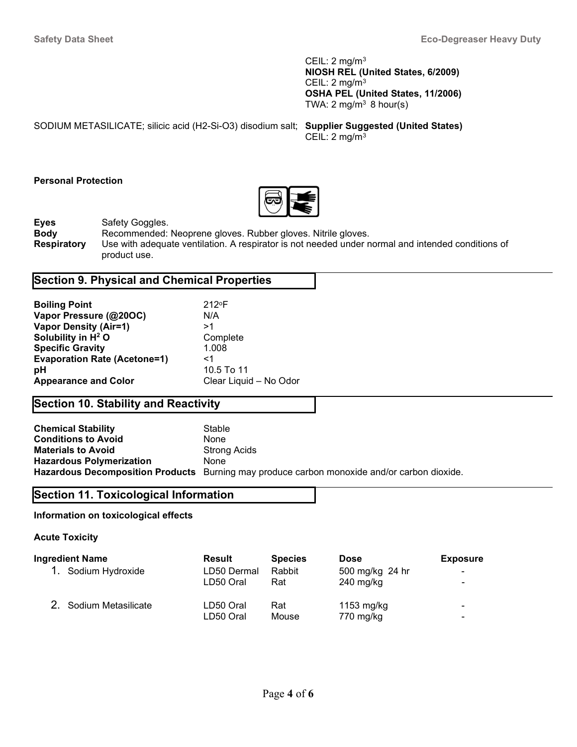| | |
|---|---|
| | CEIL: 2 $mg/m^3$ |
| | **NIOSH REL (United States, 6/2009)** |
| | CEIL: 2 $mg/m^3$ |
| | **OSHA PEL (United States, 11/2006)** |
| | TWA: 2 $mg/m^3$ 8 hour(s) |
| SODIUM METASILICATE; silicic acid (H2-Si-O3) disodium salt; | **Supplier Suggested (United States)** |
| | CEIL: 2 $mg/m^3$ |

**Personal Protection**

| | |
|---|---|
| **Eyes** | Safety Goggles. |
| **Body** | Recommended: Neoprene gloves. Rubber gloves. Nitrile gloves. |
| **Respiratory** | Use with adequate ventilation. A respirator is not needed under normal and intended conditions of product use. |

## Section 9. Physical and Chemical Properties

| | |
|---|---|
| **Boiling Point** | 212°F |
| **Vapor Pressure (@20OC)** | N/A |
| **Vapor Density (Air=1)** | >1 |
| **Solubility in $H^2$ O** | Complete |
| **Specific Gravity** | 1.008 |
| **Evaporation Rate (Acetone=1)** | <1 |
| **pH** | 10.5 To 11 |
| **Appearance and Color** | Clear Liquid – No Odor |

## Section 10. Stability and Reactivity

| | |
|---|---|
| **Chemical Stability** | Stable |
| **Conditions to Avoid** | None |
| **Materials to Avoid** | Strong Acids |
| **Hazardous Polymerization** | None |
| **Hazardous Decomposition Products** | Burning may produce carbon monoxide and/or carbon dioxide. |

## Section 11. Toxicological Information

**Information on toxicological effects**

**Acute Toxicity**

| Ingredient Name | Result | Species | Dose | Exposure |
|---|---|---|---|---|
| 1. Sodium Hydroxide | LD50 Dermal | Rabbit | 500 mg/kg 24 hr | - |
| | LD50 Oral | Rat | 240 mg/kg | - |
| 2. Sodium Metasilicate | LD50 Oral | Rat | 1153 mg/kg | - |
| | LD50 Oral | Mouse | 770 mg/kg | - |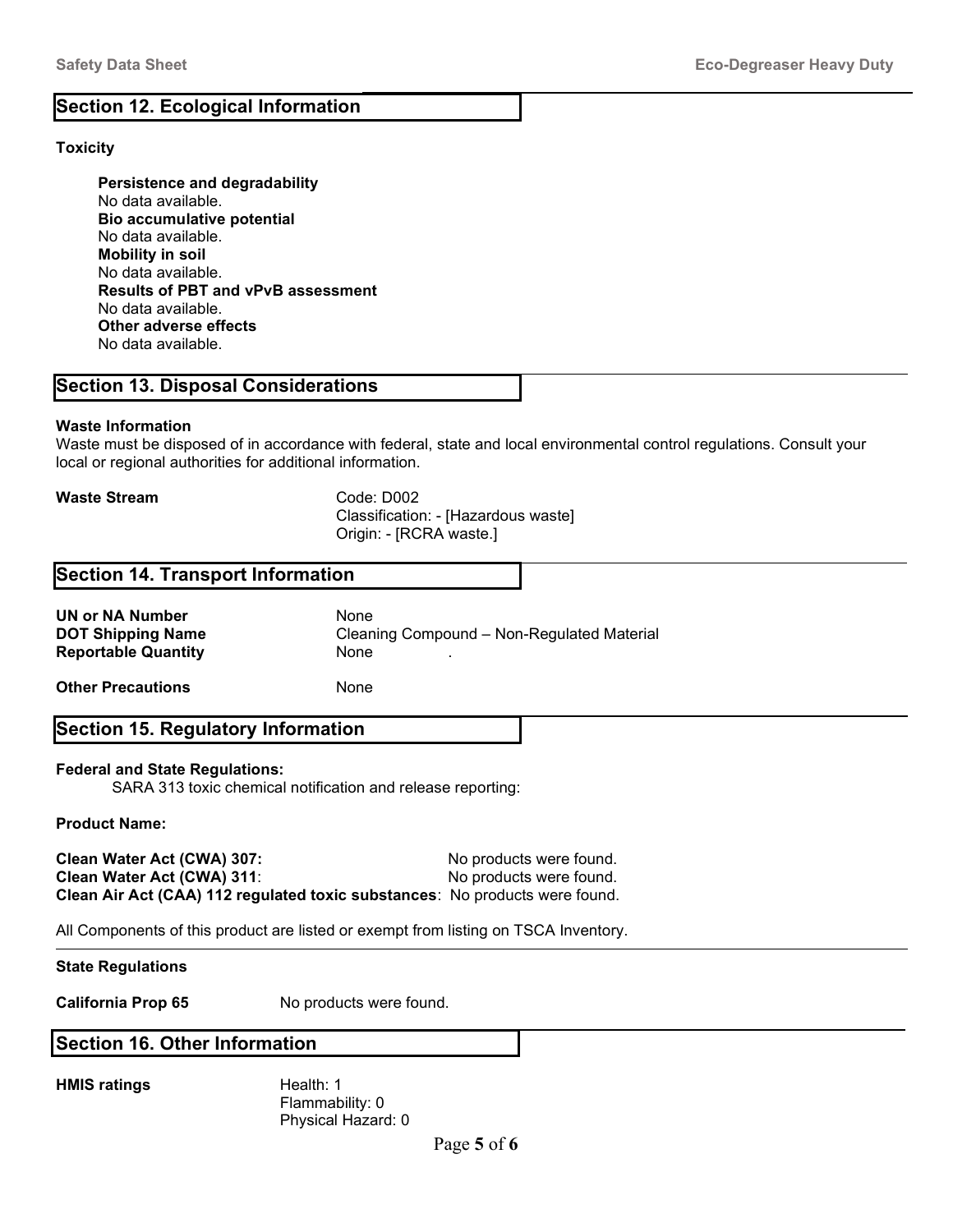## Section 12. Ecological Information

**Toxicity**

**Persistence and degradability**
No data available.
**Bio accumulative potential**
No data available.
**Mobility in soil**
No data available.
**Results of PBT and vPvB assessment**
No data available.
**Other adverse effects**
No data available.

## Section 13. Disposal Considerations

**Waste Information**
Waste must be disposed of in accordance with federal, state and local environmental control regulations. Consult your local or regional authorities for additional information.

**Waste Stream** Code: D002
Classification: - [Hazardous waste]
Origin: - [RCRA waste.]

## Section 14. Transport Information

**UN or NA Number** None
**DOT Shipping Name** Cleaning Compound – Non-Regulated Material
**Reportable Quantity** None .

**Other Precautions** None

## Section 15. Regulatory Information

**Federal and State Regulations:**
SARA 313 toxic chemical notification and release reporting:

**Product Name:**

**Clean Water Act (CWA) 307:** No products were found.
**Clean Water Act (CWA) 311**: No products were found.
**Clean Air Act (CAA) 112 regulated toxic substances**: No products were found.

All Components of this product are listed or exempt from listing on TSCA Inventory.

**State Regulations**

**California Prop 65** No products were found.

## Section 16. Other Information

**HMIS ratings** Health: 1
Flammability: 0
Physical Hazard: 0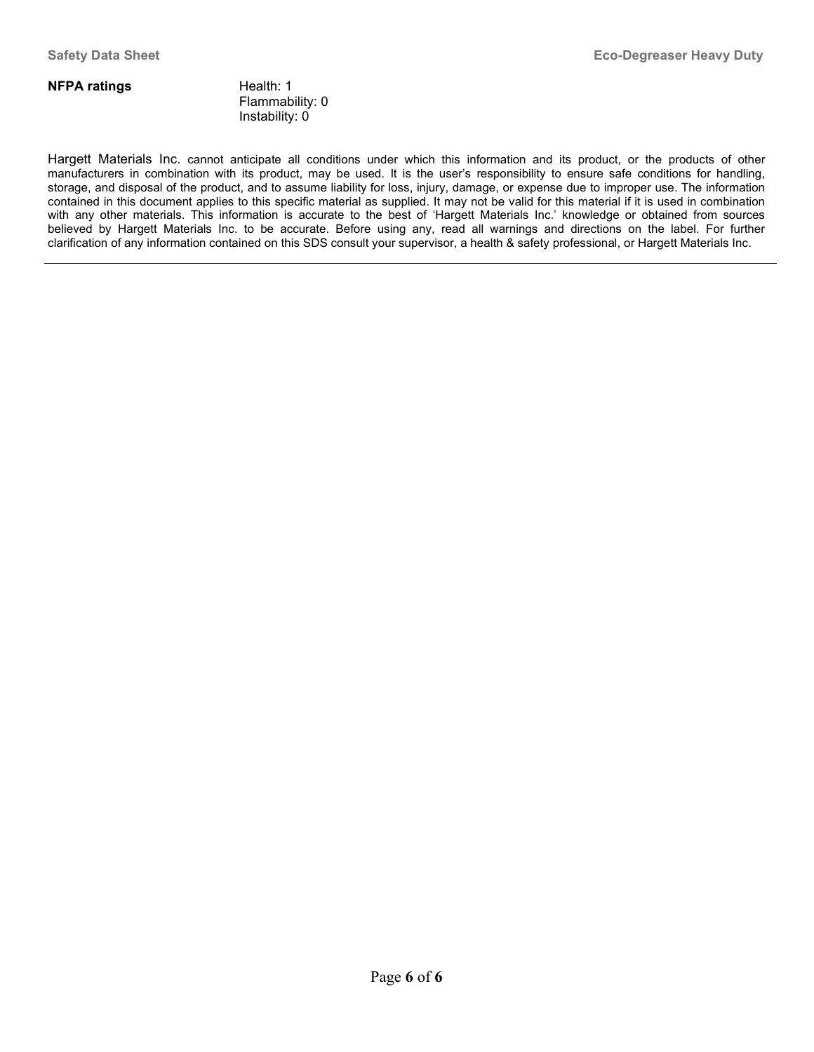**NFPA ratings**

Health: 1
Flammability: 0
Instability: 0

Hargett Materials Inc. cannot anticipate all conditions under which this information and its product, or the products of other manufacturers in combination with its product, may be used. It is the user's responsibility to ensure safe conditions for handling, storage, and disposal of the product, and to assume liability for loss, injury, damage, or expense due to improper use. The information contained in this document applies to this specific material as supplied. It may not be valid for this material if it is used in combination with any other materials. This information is accurate to the best of 'Hargett Materials Inc.' knowledge or obtained from sources believed by Hargett Materials Inc. to be accurate. Before using any, read all warnings and directions on the label. For further clarification of any information contained on this SDS consult your supervisor, a health & safety professional, or Hargett Materials Inc.